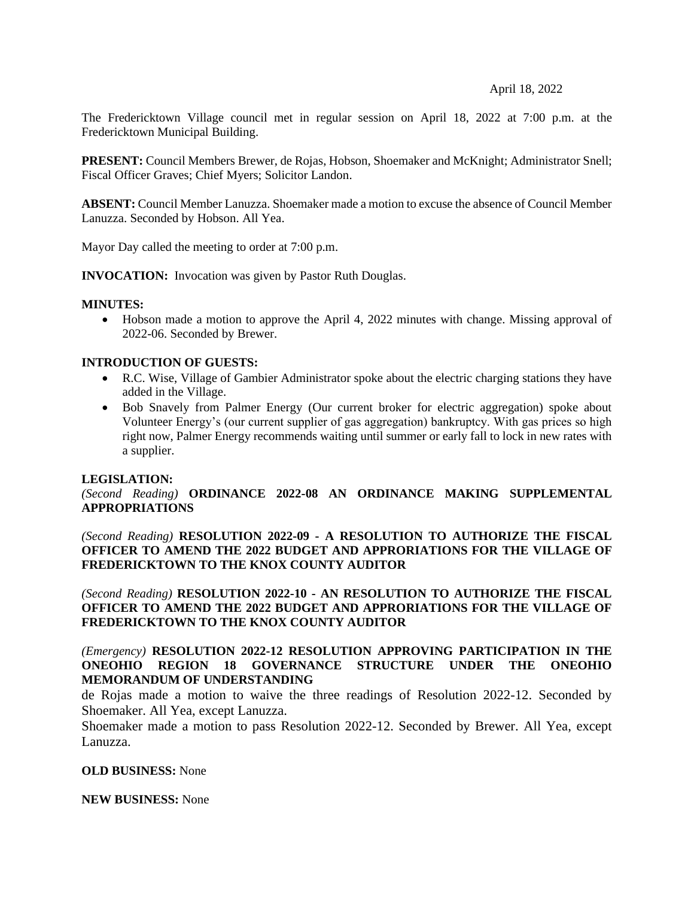April 18, 2022

The Fredericktown Village council met in regular session on April 18, 2022 at 7:00 p.m. at the Fredericktown Municipal Building.

**PRESENT:** Council Members Brewer, de Rojas, Hobson, Shoemaker and McKnight; Administrator Snell; Fiscal Officer Graves; Chief Myers; Solicitor Landon.

**ABSENT:** Council Member Lanuzza. Shoemaker made a motion to excuse the absence of Council Member Lanuzza. Seconded by Hobson. All Yea.

Mayor Day called the meeting to order at 7:00 p.m.

**INVOCATION:** Invocation was given by Pastor Ruth Douglas.

**MINUTES:**

- Hobson made a motion to approve the April 4, 2022 minutes with change. Missing approval of 2022-06. Seconded by Brewer.

**INTRODUCTION OF GUESTS:**

- R.C. Wise, Village of Gambier Administrator spoke about the electric charging stations they have added in the Village.
- Bob Snavely from Palmer Energy (Our current broker for electric aggregation) spoke about Volunteer Energy's (our current supplier of gas aggregation) bankruptcy. With gas prices so high right now, Palmer Energy recommends waiting until summer or early fall to lock in new rates with a supplier.

**LEGISLATION:**

*(Second Reading)* **ORDINANCE 2022-08 AN ORDINANCE MAKING SUPPLEMENTAL APPROPRIATIONS**

*(Second Reading)* **RESOLUTION 2022-09 - A RESOLUTION TO AUTHORIZE THE FISCAL OFFICER TO AMEND THE 2022 BUDGET AND APPRORIATIONS FOR THE VILLAGE OF FREDERICKTOWN TO THE KNOX COUNTY AUDITOR**

*(Second Reading)* **RESOLUTION 2022-10 - AN RESOLUTION TO AUTHORIZE THE FISCAL OFFICER TO AMEND THE 2022 BUDGET AND APPRORIATIONS FOR THE VILLAGE OF FREDERICKTOWN TO THE KNOX COUNTY AUDITOR**

*(Emergency)* **RESOLUTION 2022-12 RESOLUTION APPROVING PARTICIPATION IN THE ONEOHIO REGION 18 GOVERNANCE STRUCTURE UNDER THE ONEOHIO MEMORANDUM OF UNDERSTANDING**

de Rojas made a motion to waive the three readings of Resolution 2022-12. Seconded by Shoemaker. All Yea, except Lanuzza.

Shoemaker made a motion to pass Resolution 2022-12. Seconded by Brewer. All Yea, except Lanuzza.

**OLD BUSINESS:** None

**NEW BUSINESS:** None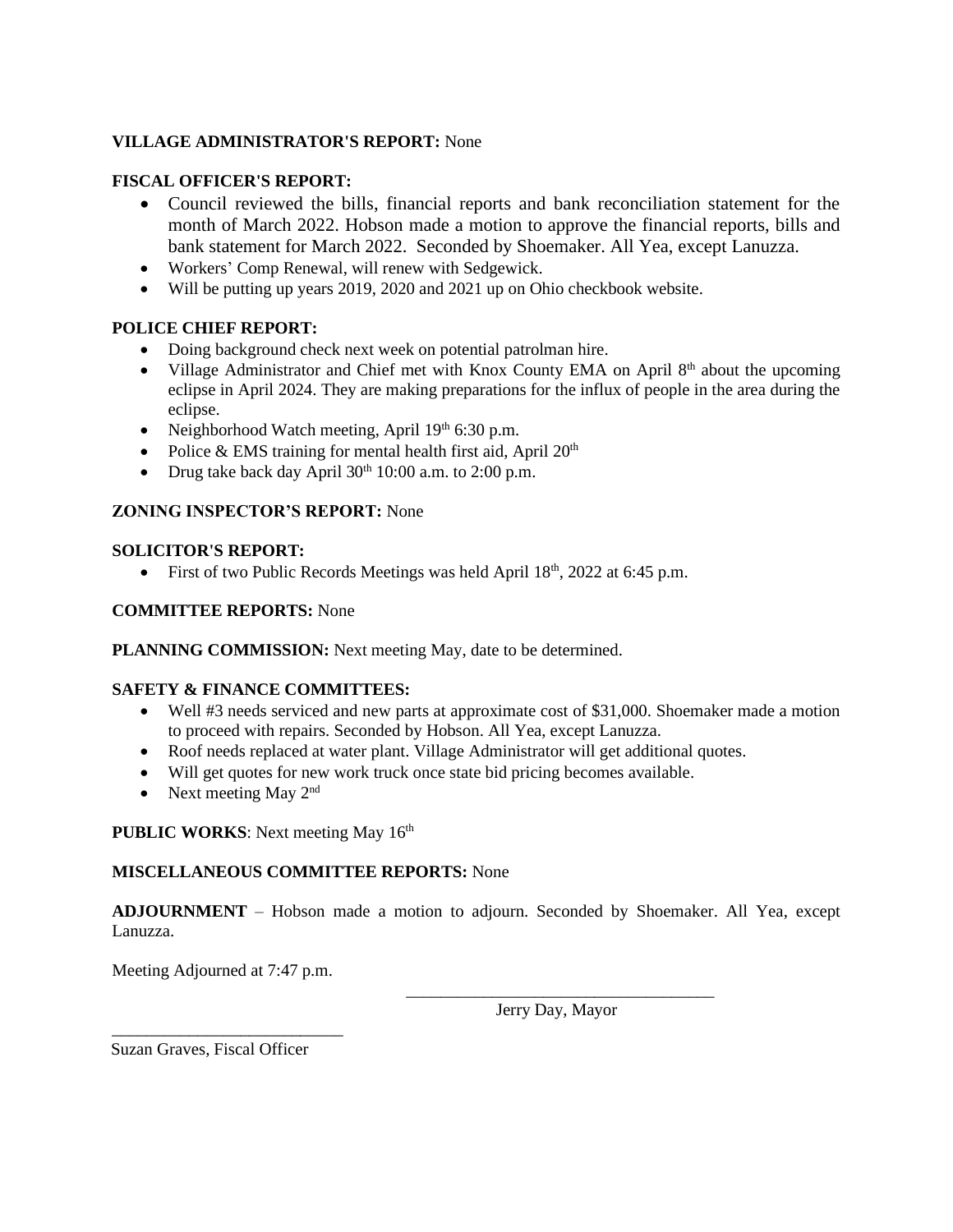**VILLAGE ADMINISTRATOR'S REPORT:** None

**FISCAL OFFICER'S REPORT:**

- Council reviewed the bills, financial reports and bank reconciliation statement for the month of March 2022. Hobson made a motion to approve the financial reports, bills and bank statement for March 2022. Seconded by Shoemaker. All Yea, except Lanuzza.
- Workers' Comp Renewal, will renew with Sedgewick.
- Will be putting up years 2019, 2020 and 2021 up on Ohio checkbook website.

**POLICE CHIEF REPORT:**

- Doing background check next week on potential patrolman hire.
- Village Administrator and Chief met with Knox County EMA on April 8th about the upcoming eclipse in April 2024. They are making preparations for the influx of people in the area during the eclipse.
- Neighborhood Watch meeting, April 19th 6:30 p.m.
- Police & EMS training for mental health first aid, April 20th
- Drug take back day April 30th 10:00 a.m. to 2:00 p.m.

**ZONING INSPECTOR'S REPORT:** None

**SOLICITOR'S REPORT:**

- First of two Public Records Meetings was held April 18th, 2022 at 6:45 p.m.

**COMMITTEE REPORTS:** None

**PLANNING COMMISSION:** Next meeting May, date to be determined.

**SAFETY & FINANCE COMMITTEES:**

- Well #3 needs serviced and new parts at approximate cost of $31,000. Shoemaker made a motion to proceed with repairs. Seconded by Hobson. All Yea, except Lanuzza.
- Roof needs replaced at water plant. Village Administrator will get additional quotes.
- Will get quotes for new work truck once state bid pricing becomes available.
- Next meeting May 2nd

**PUBLIC WORKS**: Next meeting May 16th

**MISCELLANEOUS COMMITTEE REPORTS:** None

**ADJOURNMENT** – Hobson made a motion to adjourn. Seconded by Shoemaker. All Yea, except Lanuzza.

Meeting Adjourned at 7:47 p.m.

_____________________________________
Jerry Day, Mayor

___________________________
Suzan Graves, Fiscal Officer